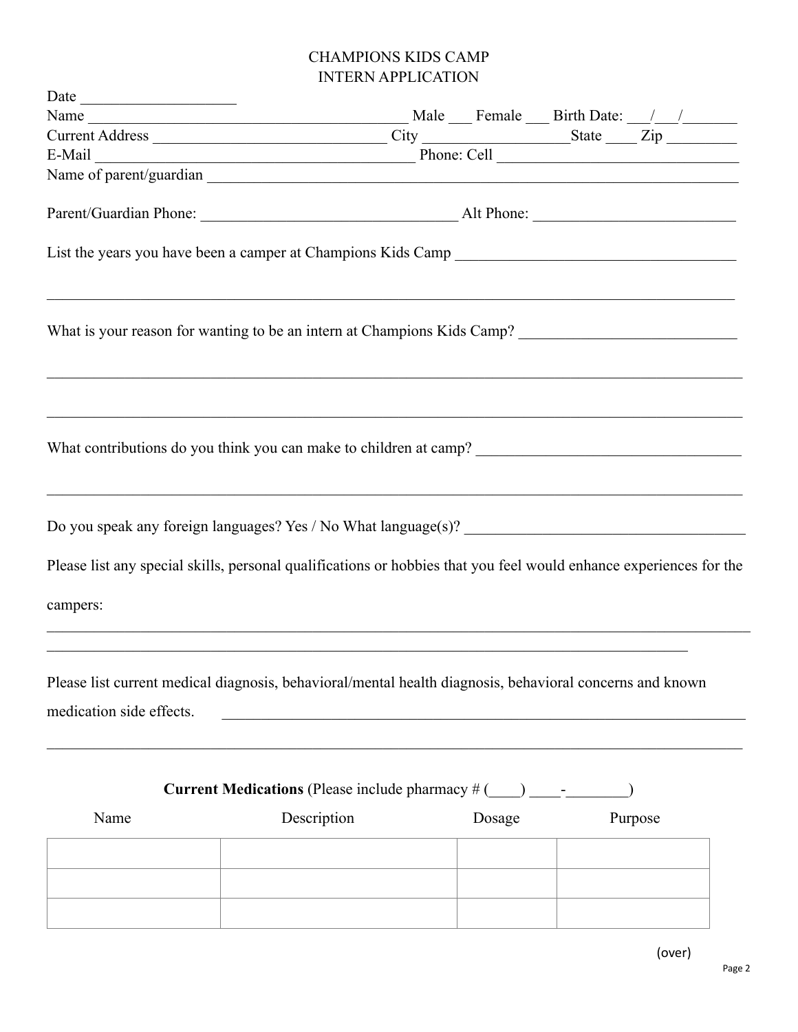# CHAMPIONS KIDS CAMP
## INTERN APPLICATION

Date ____________________

Name ___________________________________________ Male ___ Female ___ Birth Date: ___/___/_______

Current Address _______________________________ City ___________________State ____ Zip _________

E-Mail __________________________________________ Phone: Cell ________________________________

Name of parent/guardian _____________________________________________________________________

Parent/Guardian Phone: _________________________________ Alt Phone: __________________________

List the years you have been a camper at Champions Kids Camp _____________________________________

___________________________________________________________________________________________

What is your reason for wanting to be an intern at Champions Kids Camp? ____________________________

___________________________________________________________________________________________

___________________________________________________________________________________________

What contributions do you think you can make to children at camp? __________________________________

___________________________________________________________________________________________

Do you speak any foreign languages? Yes / No What language(s)? ____________________________________

Please list any special skills, personal qualifications or hobbies that you feel would enhance experiences for the campers:

___________________________________________________________________________________________

_____________________________________________________________________________________

Please list current medical diagnosis, behavioral/mental health diagnosis, behavioral concerns and known medication side effects. ________________________________________________________________________

___________________________________________________________________________________________

**Current Medications** (Please include pharmacy # (____) ____-________)

| Name | Description | Dosage | Purpose |
| --- | --- | --- | --- |
| | | | |
| | | | |
| | | | |

(over)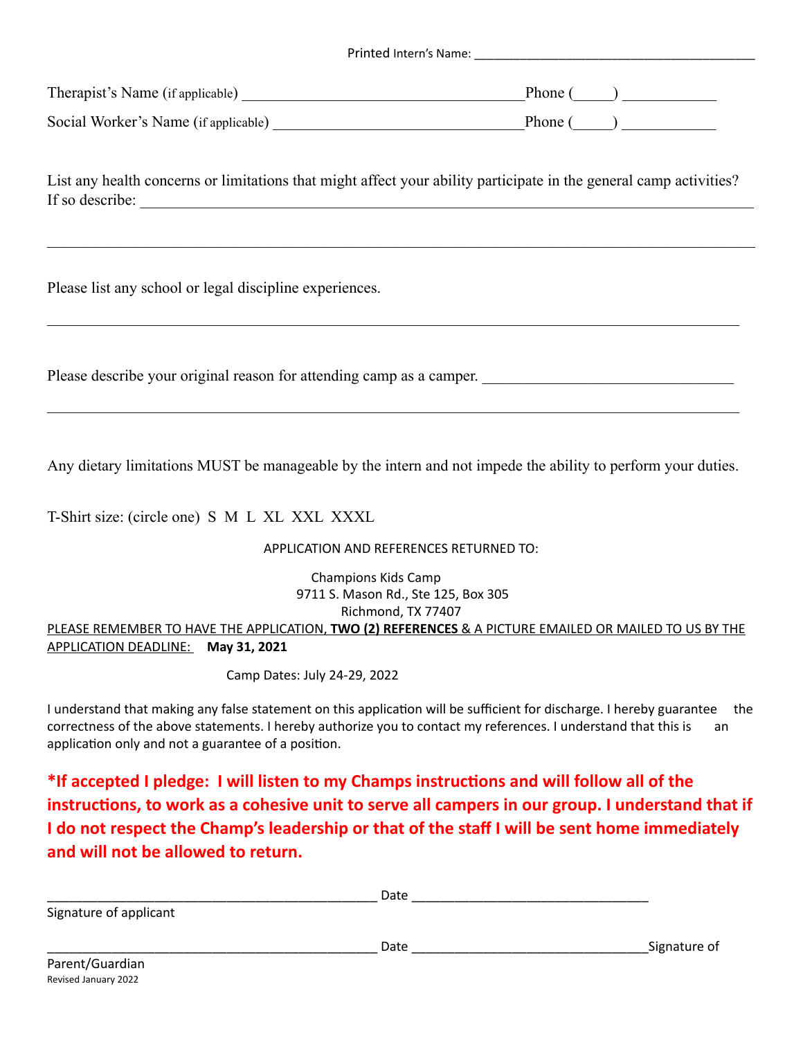Printed Intern's Name: ________________________________________

Therapist's Name (if applicable) ___________________________________Phone (_____) ___________

Social Worker's Name (if applicable) ______________________________Phone (_____) ___________

List any health concerns or limitations that might affect your ability participate in the general camp activities? If so describe: ________________________________________________________________________

________________________________________________________________________________________

Please list any school or legal discipline experiences.

________________________________________________________________________________________

Please describe your original reason for attending camp as a camper. _______________________________

________________________________________________________________________________________

Any dietary limitations MUST be manageable by the intern and not impede the ability to perform your duties.

T-Shirt size: (circle one) S M L XL XXL XXXL

APPLICATION AND REFERENCES RETURNED TO:

Champions Kids Camp
9711 S. Mason Rd., Ste 125, Box 305
Richmond, TX 77407

PLEASE REMEMBER TO HAVE THE APPLICATION, **TWO (2) REFERENCES** & A PICTURE EMAILED OR MAILED TO US BY THE APPLICATION DEADLINE: **May 31, 2021**

Camp Dates: July 24-29, 2022

I understand that making any false statement on this application will be sufficient for discharge. I hereby guarantee the correctness of the above statements. I hereby authorize you to contact my references. I understand that this is an application only and not a guarantee of a position.

***If accepted I pledge: I will listen to my Champs instructions and will follow all of the instructions, to work as a cohesive unit to serve all campers in our group. I understand that if I do not respect the Champ's leadership or that of the staff I will be sent home immediately and will not be allowed to return.**

____________________________________________ Date ________________________________

Signature of applicant

____________________________________________ Date ________________________________

Signature of Parent/Guardian

Revised January 2022